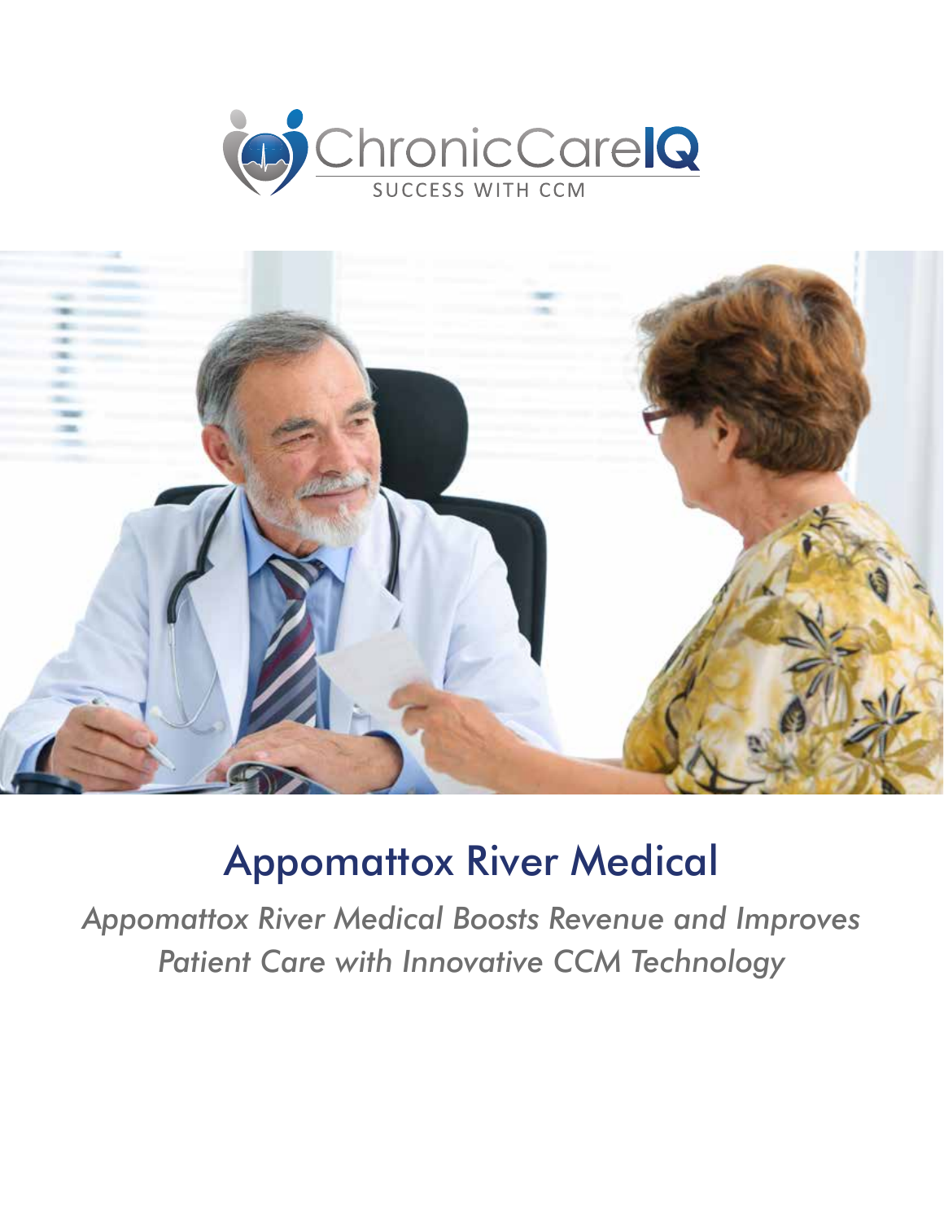ChronicCareIQ

SUCCESS WITH CCM

# Appomattox River Medical

*Appomattox River Medical Boosts Revenue and Improves Patient Care with Innovative CCM Technology*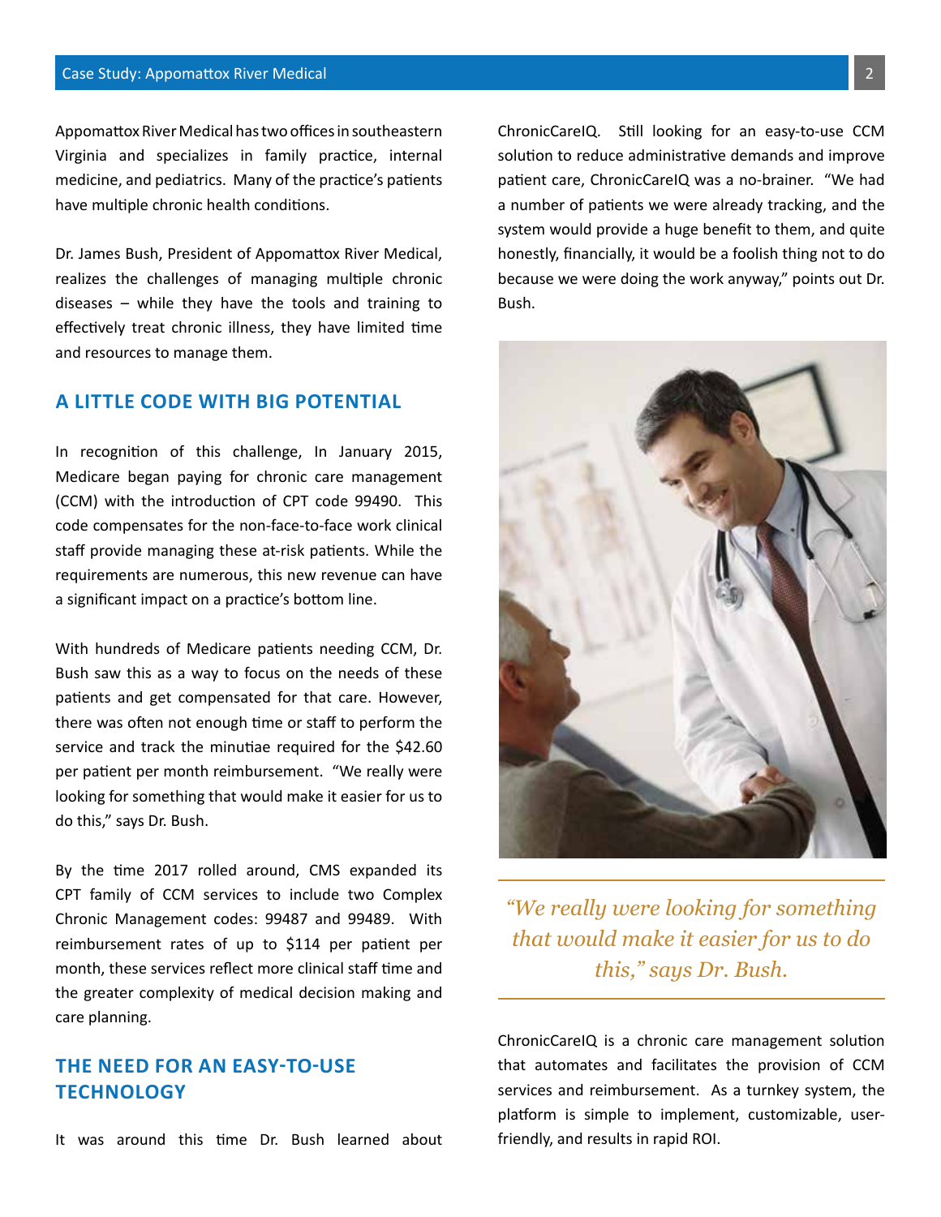Appomattox River Medical has two offices in southeastern Virginia and specializes in family practice, internal medicine, and pediatrics. Many of the practice's patients have multiple chronic health conditions.

Dr. James Bush, President of Appomattox River Medical, realizes the challenges of managing multiple chronic diseases – while they have the tools and training to effectively treat chronic illness, they have limited time and resources to manage them.

## A LITTLE CODE WITH BIG POTENTIAL

In recognition of this challenge, In January 2015, Medicare began paying for chronic care management (CCM) with the introduction of CPT code 99490. This code compensates for the non-face-to-face work clinical staff provide managing these at-risk patients. While the requirements are numerous, this new revenue can have a significant impact on a practice's bottom line.

With hundreds of Medicare patients needing CCM, Dr. Bush saw this as a way to focus on the needs of these patients and get compensated for that care. However, there was often not enough time or staff to perform the service and track the minutiae required for the $42.60 per patient per month reimbursement. "We really were looking for something that would make it easier for us to do this," says Dr. Bush.

By the time 2017 rolled around, CMS expanded its CPT family of CCM services to include two Complex Chronic Management codes: 99487 and 99489. With reimbursement rates of up to $114 per patient per month, these services reflect more clinical staff time and the greater complexity of medical decision making and care planning.

## THE NEED FOR AN EASY-TO-USE TECHNOLOGY

It was around this time Dr. Bush learned about ChronicCareIQ. Still looking for an easy-to-use CCM solution to reduce administrative demands and improve patient care, ChronicCareIQ was a no-brainer. "We had a number of patients we were already tracking, and the system would provide a huge benefit to them, and quite honestly, financially, it would be a foolish thing not to do because we were doing the work anyway," points out Dr. Bush.

> *"We really were looking for something that would make it easier for us to do this," says Dr. Bush.*

ChronicCareIQ is a chronic care management solution that automates and facilitates the provision of CCM services and reimbursement. As a turnkey system, the platform is simple to implement, customizable, user-friendly, and results in rapid ROI.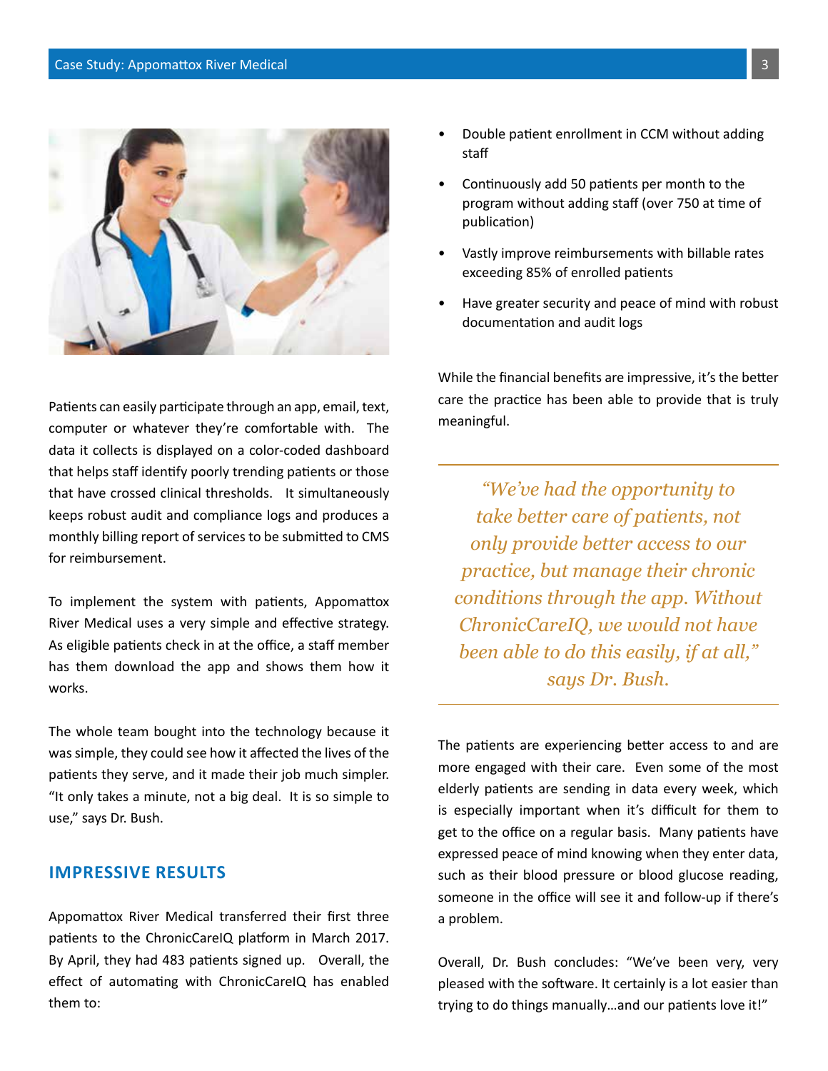Patients can easily participate through an app, email, text, computer or whatever they're comfortable with. The data it collects is displayed on a color-coded dashboard that helps staff identify poorly trending patients or those that have crossed clinical thresholds. It simultaneously keeps robust audit and compliance logs and produces a monthly billing report of services to be submitted to CMS for reimbursement.

To implement the system with patients, Appomattox River Medical uses a very simple and effective strategy. As eligible patients check in at the office, a staff member has them download the app and shows them how it works.

The whole team bought into the technology because it was simple, they could see how it affected the lives of the patients they serve, and it made their job much simpler. "It only takes a minute, not a big deal. It is so simple to use," says Dr. Bush.

## IMPRESSIVE RESULTS

Appomattox River Medical transferred their first three patients to the ChronicCareIQ platform in March 2017. By April, they had 483 patients signed up. Overall, the effect of automating with ChronicCareIQ has enabled them to:

- Double patient enrollment in CCM without adding staff
- Continuously add 50 patients per month to the program without adding staff (over 750 at time of publication)
- Vastly improve reimbursements with billable rates exceeding 85% of enrolled patients
- Have greater security and peace of mind with robust documentation and audit logs

While the financial benefits are impressive, it's the better care the practice has been able to provide that is truly meaningful.

> *"We've had the opportunity to take better care of patients, not only provide better access to our practice, but manage their chronic conditions through the app. Without ChronicCareIQ, we would not have been able to do this easily, if at all," says Dr. Bush.*

The patients are experiencing better access to and are more engaged with their care. Even some of the most elderly patients are sending in data every week, which is especially important when it's difficult for them to get to the office on a regular basis. Many patients have expressed peace of mind knowing when they enter data, such as their blood pressure or blood glucose reading, someone in the office will see it and follow-up if there's a problem.

Overall, Dr. Bush concludes: "We've been very, very pleased with the software. It certainly is a lot easier than trying to do things manually…and our patients love it!"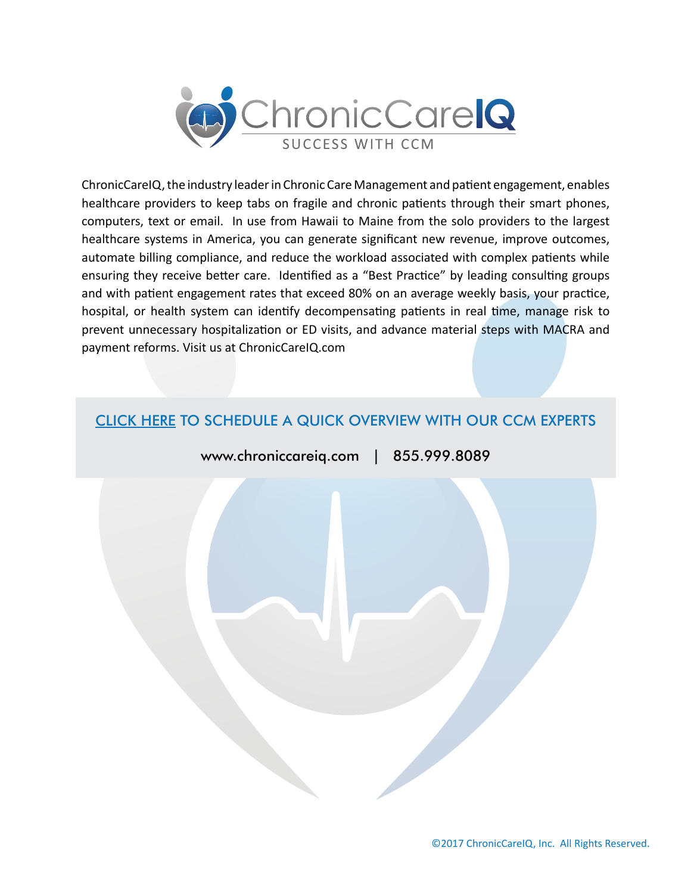ChronicCareIQ
SUCCESS WITH CCM

ChronicCareIQ, the industry leader in Chronic Care Management and patient engagement, enables healthcare providers to keep tabs on fragile and chronic patients through their smart phones, computers, text or email. In use from Hawaii to Maine from the solo providers to the largest healthcare systems in America, you can generate significant new revenue, improve outcomes, automate billing compliance, and reduce the workload associated with complex patients while ensuring they receive better care. Identified as a "Best Practice" by leading consulting groups and with patient engagement rates that exceed 80% on an average weekly basis, your practice, hospital, or health system can identify decompensating patients in real time, manage risk to prevent unnecessary hospitalization or ED visits, and advance material steps with MACRA and payment reforms. Visit us at ChronicCareIQ.com

CLICK HERE TO SCHEDULE A QUICK OVERVIEW WITH OUR CCM EXPERTS

www.chroniccareiq.com | 855.999.8089

©2017 ChronicCareIQ, Inc. All Rights Reserved.